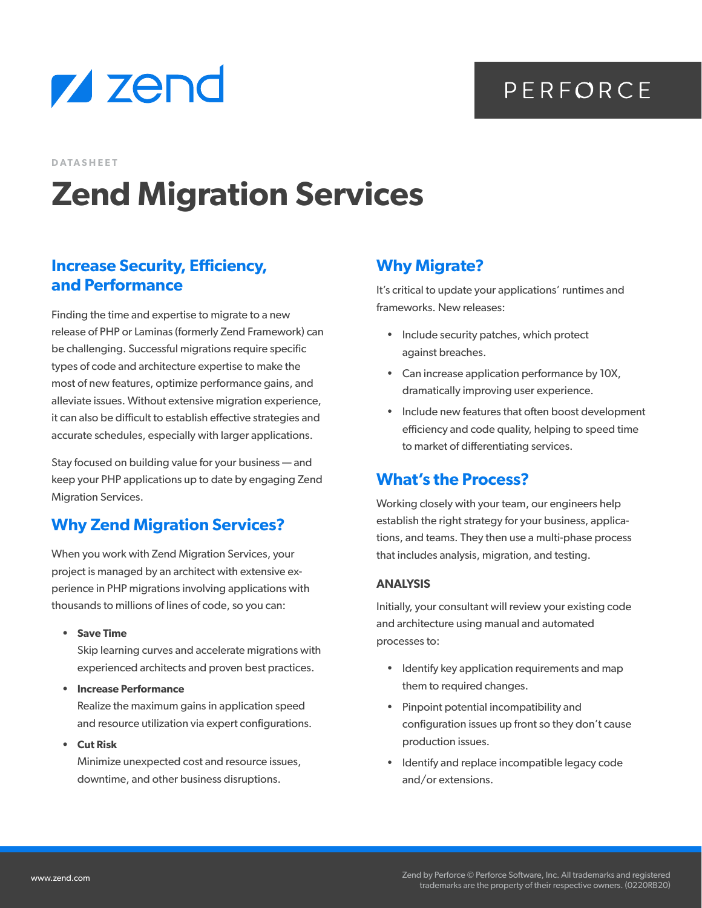DATASHEET

# Zend Migration Services

## Increase Security, Efficiency, and Performance

Finding the time and expertise to migrate to a new release of PHP or Laminas (formerly Zend Framework) can be challenging. Successful migrations require specific types of code and architecture expertise to make the most of new features, optimize performance gains, and alleviate issues. Without extensive migration experience, it can also be difficult to establish effective strategies and accurate schedules, especially with larger applications.

Stay focused on building value for your business — and keep your PHP applications up to date by engaging Zend Migration Services.

## Why Zend Migration Services?

When you work with Zend Migration Services, your project is managed by an architect with extensive experience in PHP migrations involving applications with thousands to millions of lines of code, so you can:

- **Save Time**
  Skip learning curves and accelerate migrations with experienced architects and proven best practices.
- **Increase Performance**
  Realize the maximum gains in application speed and resource utilization via expert configurations.
- **Cut Risk**
  Minimize unexpected cost and resource issues, downtime, and other business disruptions.

## Why Migrate?

It's critical to update your applications' runtimes and frameworks. New releases:

- Include security patches, which protect against breaches.
- Can increase application performance by 10X, dramatically improving user experience.
- Include new features that often boost development efficiency and code quality, helping to speed time to market of differentiating services.

## What's the Process?

Working closely with your team, our engineers help establish the right strategy for your business, applications, and teams. They then use a multi-phase process that includes analysis, migration, and testing.

### ANALYSIS

Initially, your consultant will review your existing code and architecture using manual and automated processes to:

- Identify key application requirements and map them to required changes.
- Pinpoint potential incompatibility and configuration issues up front so they don't cause production issues.
- Identify and replace incompatible legacy code and/or extensions.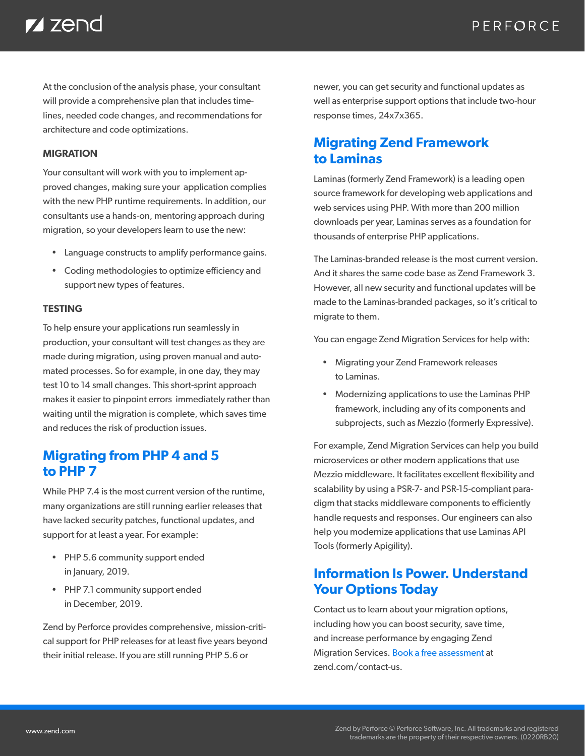At the conclusion of the analysis phase, your consultant will provide a comprehensive plan that includes timelines, needed code changes, and recommendations for architecture and code optimizations.

### MIGRATION

Your consultant will work with you to implement approved changes, making sure your application complies with the new PHP runtime requirements. In addition, our consultants use a hands-on, mentoring approach during migration, so your developers learn to use the new:

- Language constructs to amplify performance gains.
- Coding methodologies to optimize efficiency and support new types of features.

### TESTING

To help ensure your applications run seamlessly in production, your consultant will test changes as they are made during migration, using proven manual and automated processes. So for example, in one day, they may test 10 to 14 small changes. This short-sprint approach makes it easier to pinpoint errors immediately rather than waiting until the migration is complete, which saves time and reduces the risk of production issues.

## Migrating from PHP 4 and 5 to PHP 7

While PHP 7.4 is the most current version of the runtime, many organizations are still running earlier releases that have lacked security patches, functional updates, and support for at least a year. For example:

- PHP 5.6 community support ended in January, 2019.
- PHP 7.1 community support ended in December, 2019.

Zend by Perforce provides comprehensive, mission-critical support for PHP releases for at least five years beyond their initial release. If you are still running PHP 5.6 or newer, you can get security and functional updates as well as enterprise support options that include two-hour response times, 24x7x365.

## Migrating Zend Framework to Laminas

Laminas (formerly Zend Framework) is a leading open source framework for developing web applications and web services using PHP. With more than 200 million downloads per year, Laminas serves as a foundation for thousands of enterprise PHP applications.

The Laminas-branded release is the most current version. And it shares the same code base as Zend Framework 3. However, all new security and functional updates will be made to the Laminas-branded packages, so it's critical to migrate to them.

You can engage Zend Migration Services for help with:

- Migrating your Zend Framework releases to Laminas.
- Modernizing applications to use the Laminas PHP framework, including any of its components and subprojects, such as Mezzio (formerly Expressive).

For example, Zend Migration Services can help you build microservices or other modern applications that use Mezzio middleware. It facilitates excellent flexibility and scalability by using a PSR-7- and PSR-15-compliant paradigm that stacks middleware components to efficiently handle requests and responses. Our engineers can also help you modernize applications that use Laminas API Tools (formerly Apigility).

## Information Is Power. Understand Your Options Today

Contact us to learn about your migration options, including how you can boost security, save time, and increase performance by engaging Zend Migration Services. [Book a free assessment](zend.com/contact-us) at zend.com/contact-us.

www.zend.com

Zend by Perforce © Perforce Software, Inc. All trademarks and registered trademarks are the property of their respective owners. (0220RB20)